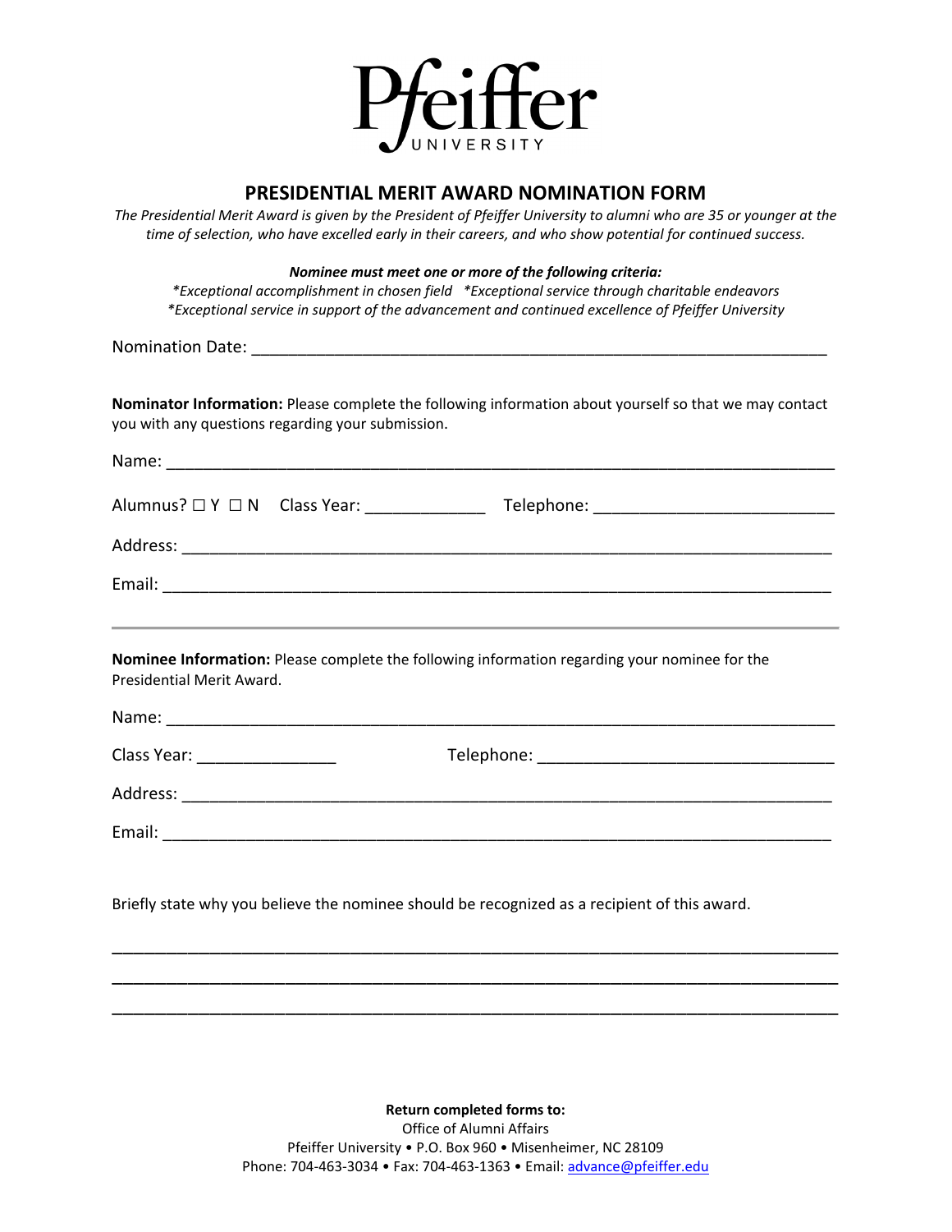Pfeiffer UNIVERSITY

## PRESIDENTIAL MERIT AWARD NOMINATION FORM

*The Presidential Merit Award is given by the President of Pfeiffer University to alumni who are 35 or younger at the time of selection, who have excelled early in their careers, and who show potential for continued success.*

***Nominee must meet one or more of the following criteria:***

*\*Exceptional accomplishment in chosen field \*Exceptional service through charitable endeavors*
*\*Exceptional service in support of the advancement and continued excellence of Pfeiffer University*

Nomination Date: ______________________________________________________________

**Nominator Information:** Please complete the following information about yourself so that we may contact you with any questions regarding your submission.

Name: __________________________________________________________________________

Alumnus? ☐ Y ☐ N Class Year: _____________ Telephone: _________________________

Address: ________________________________________________________________________

Email: __________________________________________________________________________

---

**Nominee Information:** Please complete the following information regarding your nominee for the Presidential Merit Award.

Name: __________________________________________________________________________

Class Year: _______________ Telephone: _______________________________

Address: ________________________________________________________________________

Email: __________________________________________________________________________

Briefly state why you believe the nominee should be recognized as a recipient of this award.

_____________________________________________________________________________

_____________________________________________________________________________

_____________________________________________________________________________

**Return completed forms to:**
Office of Alumni Affairs
Pfeiffer University • P.O. Box 960 • Misenheimer, NC 28109
Phone: 704-463-3034 • Fax: 704-463-1363 • Email: advance@pfeiffer.edu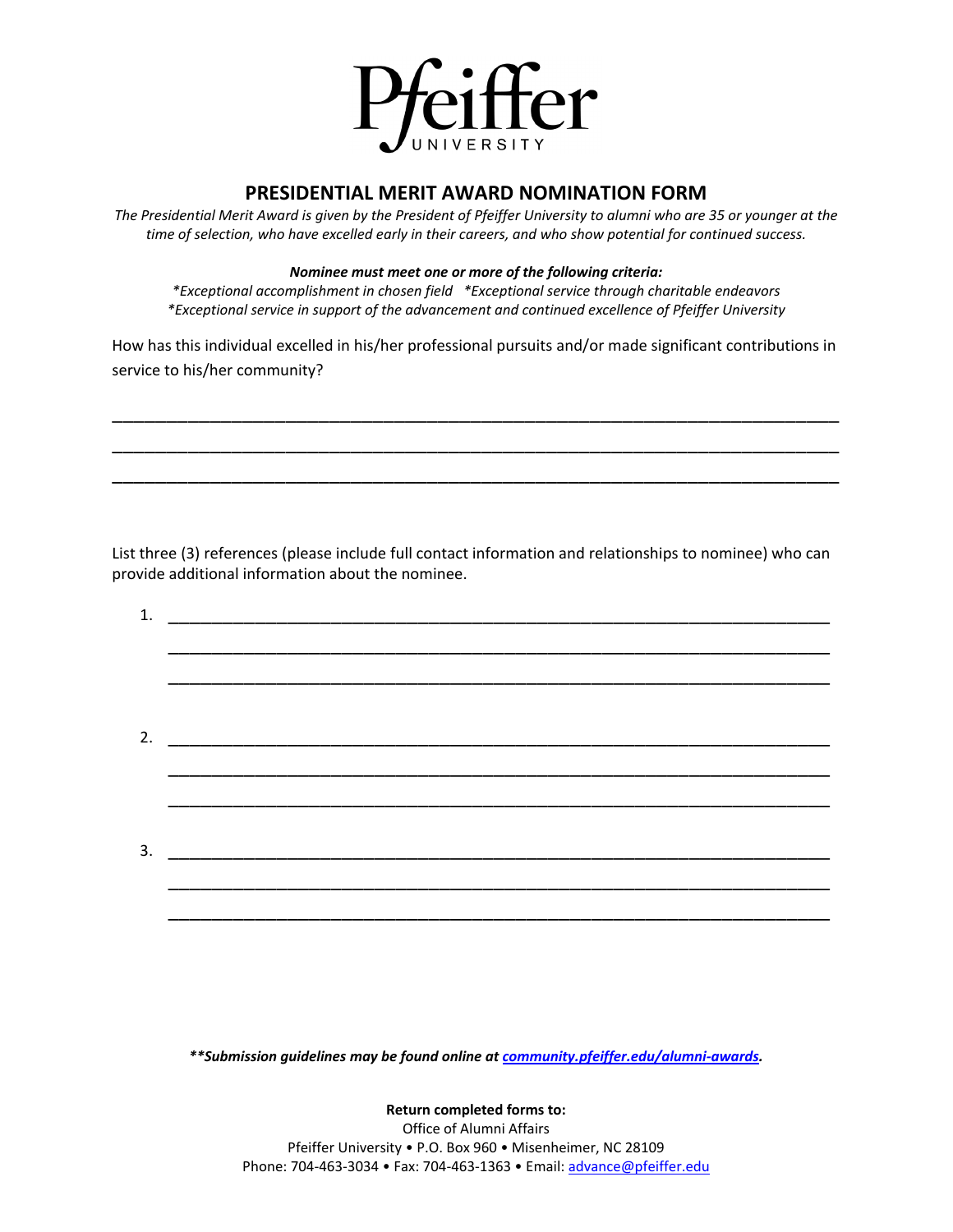Pfeiffer UNIVERSITY

## PRESIDENTIAL MERIT AWARD NOMINATION FORM

*The Presidential Merit Award is given by the President of Pfeiffer University to alumni who are 35 or younger at the time of selection, who have excelled early in their careers, and who show potential for continued success.*

***Nominee must meet one or more of the following criteria:***

*\*Exceptional accomplishment in chosen field \*Exceptional service through charitable endeavors*
*\*Exceptional service in support of the advancement and continued excellence of Pfeiffer University*

How has this individual excelled in his/her professional pursuits and/or made significant contributions in service to his/her community?

\_\_\_\_\_\_\_\_\_\_\_\_\_\_\_\_\_\_\_\_\_\_\_\_\_\_\_\_\_\_\_\_\_\_\_\_\_\_\_\_\_\_\_\_\_\_\_\_\_\_\_\_\_\_\_\_\_\_\_\_\_\_\_\_\_\_\_\_\_\_\_\_\_\_\_\_\_\_

\_\_\_\_\_\_\_\_\_\_\_\_\_\_\_\_\_\_\_\_\_\_\_\_\_\_\_\_\_\_\_\_\_\_\_\_\_\_\_\_\_\_\_\_\_\_\_\_\_\_\_\_\_\_\_\_\_\_\_\_\_\_\_\_\_\_\_\_\_\_\_\_\_\_\_\_\_\_

\_\_\_\_\_\_\_\_\_\_\_\_\_\_\_\_\_\_\_\_\_\_\_\_\_\_\_\_\_\_\_\_\_\_\_\_\_\_\_\_\_\_\_\_\_\_\_\_\_\_\_\_\_\_\_\_\_\_\_\_\_\_\_\_\_\_\_\_\_\_\_\_\_\_\_\_\_\_

List three (3) references (please include full contact information and relationships to nominee) who can provide additional information about the nominee.

1. \_\_\_\_\_\_\_\_\_\_\_\_\_\_\_\_\_\_\_\_\_\_\_\_\_\_\_\_\_\_\_\_\_\_\_\_\_\_\_\_\_\_\_\_\_\_\_\_\_\_\_\_\_\_\_\_\_\_\_\_\_\_\_\_\_\_\_\_\_\_\_\_
   \_\_\_\_\_\_\_\_\_\_\_\_\_\_\_\_\_\_\_\_\_\_\_\_\_\_\_\_\_\_\_\_\_\_\_\_\_\_\_\_\_\_\_\_\_\_\_\_\_\_\_\_\_\_\_\_\_\_\_\_\_\_\_\_\_\_\_\_\_\_\_\_
   \_\_\_\_\_\_\_\_\_\_\_\_\_\_\_\_\_\_\_\_\_\_\_\_\_\_\_\_\_\_\_\_\_\_\_\_\_\_\_\_\_\_\_\_\_\_\_\_\_\_\_\_\_\_\_\_\_\_\_\_\_\_\_\_\_\_\_\_\_\_\_\_

2. \_\_\_\_\_\_\_\_\_\_\_\_\_\_\_\_\_\_\_\_\_\_\_\_\_\_\_\_\_\_\_\_\_\_\_\_\_\_\_\_\_\_\_\_\_\_\_\_\_\_\_\_\_\_\_\_\_\_\_\_\_\_\_\_\_\_\_\_\_\_\_\_
   \_\_\_\_\_\_\_\_\_\_\_\_\_\_\_\_\_\_\_\_\_\_\_\_\_\_\_\_\_\_\_\_\_\_\_\_\_\_\_\_\_\_\_\_\_\_\_\_\_\_\_\_\_\_\_\_\_\_\_\_\_\_\_\_\_\_\_\_\_\_\_\_
   \_\_\_\_\_\_\_\_\_\_\_\_\_\_\_\_\_\_\_\_\_\_\_\_\_\_\_\_\_\_\_\_\_\_\_\_\_\_\_\_\_\_\_\_\_\_\_\_\_\_\_\_\_\_\_\_\_\_\_\_\_\_\_\_\_\_\_\_\_\_\_\_

3. \_\_\_\_\_\_\_\_\_\_\_\_\_\_\_\_\_\_\_\_\_\_\_\_\_\_\_\_\_\_\_\_\_\_\_\_\_\_\_\_\_\_\_\_\_\_\_\_\_\_\_\_\_\_\_\_\_\_\_\_\_\_\_\_\_\_\_\_\_\_\_\_
   \_\_\_\_\_\_\_\_\_\_\_\_\_\_\_\_\_\_\_\_\_\_\_\_\_\_\_\_\_\_\_\_\_\_\_\_\_\_\_\_\_\_\_\_\_\_\_\_\_\_\_\_\_\_\_\_\_\_\_\_\_\_\_\_\_\_\_\_\_\_\_\_
   \_\_\_\_\_\_\_\_\_\_\_\_\_\_\_\_\_\_\_\_\_\_\_\_\_\_\_\_\_\_\_\_\_\_\_\_\_\_\_\_\_\_\_\_\_\_\_\_\_\_\_\_\_\_\_\_\_\_\_\_\_\_\_\_\_\_\_\_\_\_\_\_

***\*\*Submission guidelines may be found online at community.pfeiffer.edu/alumni-awards.***

**Return completed forms to:**
Office of Alumni Affairs
Pfeiffer University • P.O. Box 960 • Misenheimer, NC 28109
Phone: 704-463-3034 • Fax: 704-463-1363 • Email: advance@pfeiffer.edu